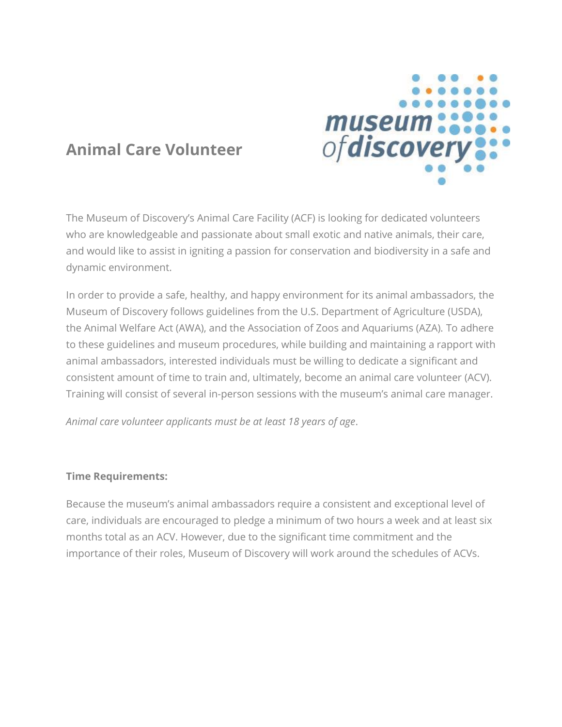# Animal Care Volunteer

The Museum of Discovery's Animal Care Facility (ACF) is looking for dedicated volunteers who are knowledgeable and passionate about small exotic and native animals, their care, and would like to assist in igniting a passion for conservation and biodiversity in a safe and dynamic environment.

In order to provide a safe, healthy, and happy environment for its animal ambassadors, the Museum of Discovery follows guidelines from the U.S. Department of Agriculture (USDA), the Animal Welfare Act (AWA), and the Association of Zoos and Aquariums (AZA). To adhere to these guidelines and museum procedures, while building and maintaining a rapport with animal ambassadors, interested individuals must be willing to dedicate a significant and consistent amount of time to train and, ultimately, become an animal care volunteer (ACV). Training will consist of several in-person sessions with the museum's animal care manager.

*Animal care volunteer applicants must be at least 18 years of age*.

**Time Requirements:**

Because the museum's animal ambassadors require a consistent and exceptional level of care, individuals are encouraged to pledge a minimum of two hours a week and at least six months total as an ACV. However, due to the significant time commitment and the importance of their roles, Museum of Discovery will work around the schedules of ACVs.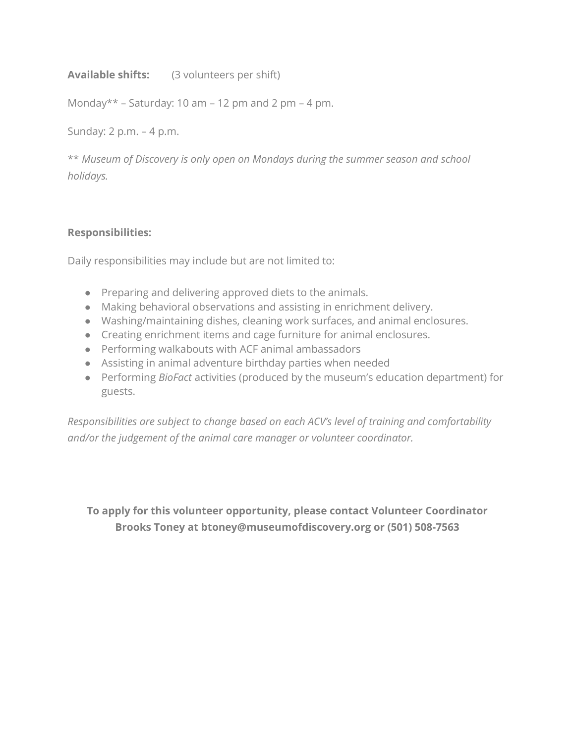**Available shifts:** (3 volunteers per shift)

Monday** – Saturday: 10 am – 12 pm and 2 pm – 4 pm.

Sunday: 2 p.m. – 4 p.m.

** *Museum of Discovery is only open on Mondays during the summer season and school holidays.*

**Responsibilities:**

Daily responsibilities may include but are not limited to:

- Preparing and delivering approved diets to the animals.
- Making behavioral observations and assisting in enrichment delivery.
- Washing/maintaining dishes, cleaning work surfaces, and animal enclosures.
- Creating enrichment items and cage furniture for animal enclosures.
- Performing walkabouts with ACF animal ambassadors
- Assisting in animal adventure birthday parties when needed
- Performing *BioFact* activities (produced by the museum's education department) for guests.

*Responsibilities are subject to change based on each ACV's level of training and comfortability and/or the judgement of the animal care manager or volunteer coordinator.*

**To apply for this volunteer opportunity, please contact Volunteer Coordinator Brooks Toney at btoney@museumofdiscovery.org or (501) 508-7563**